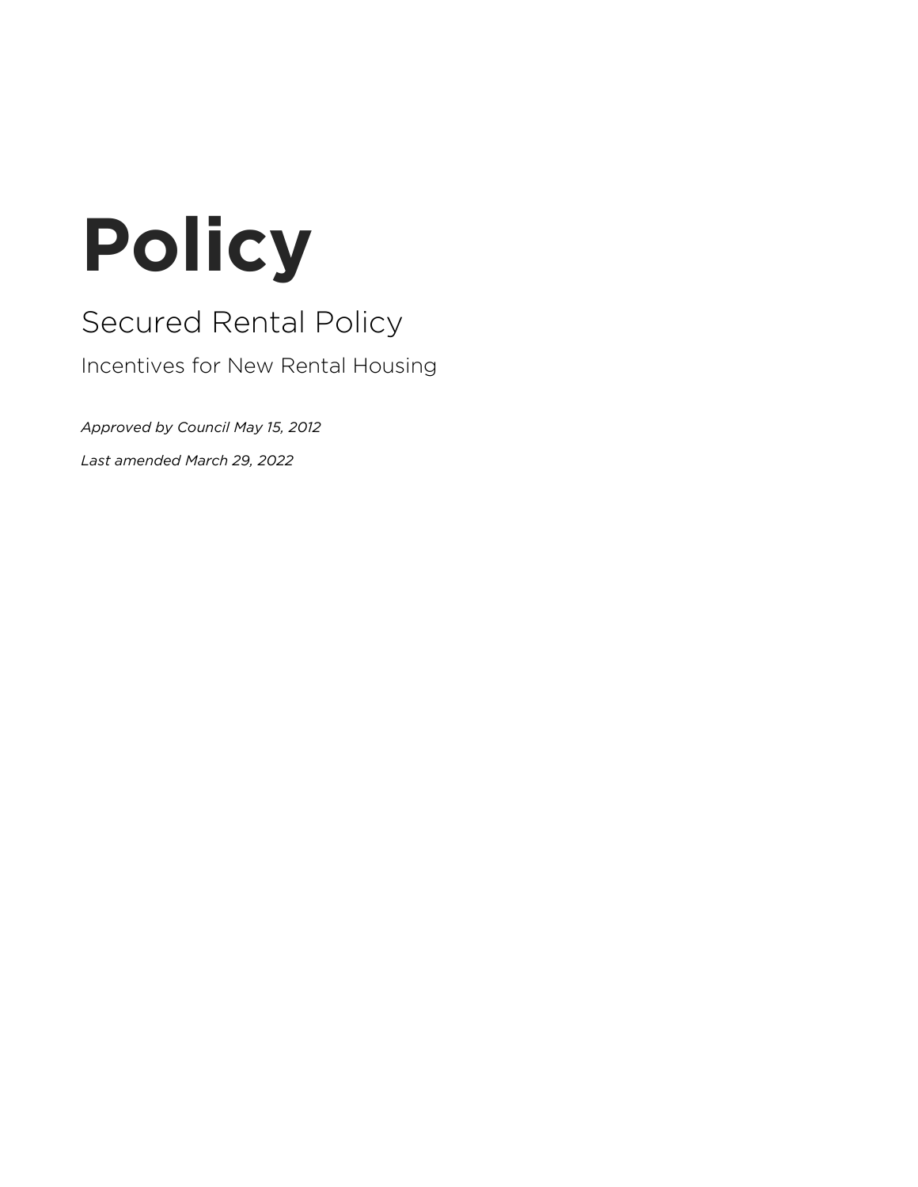# Policy

## Secured Rental Policy

### Incentives for New Rental Housing

*Approved by Council May 15, 2012*

*Last amended March 29, 2022*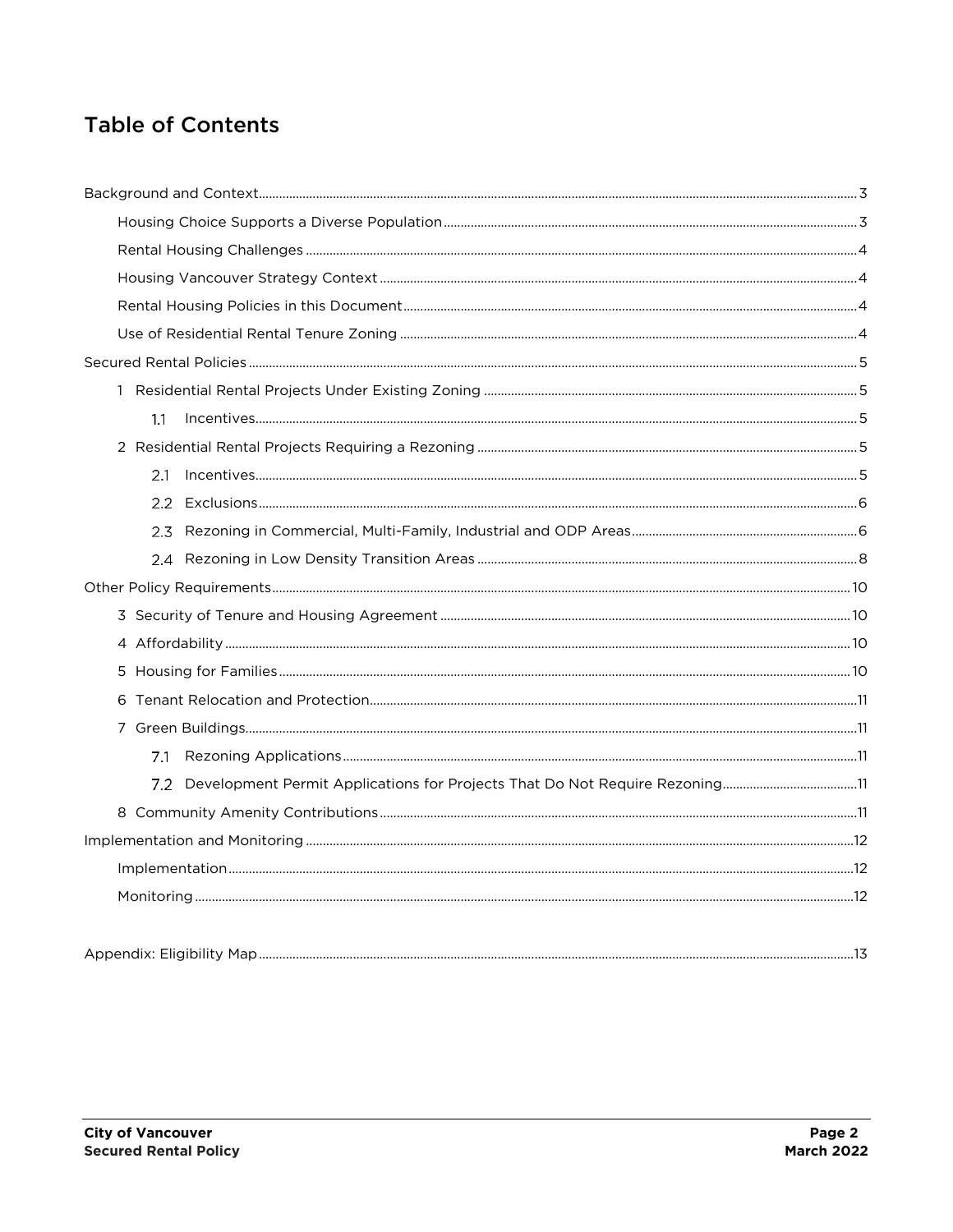# Table of Contents

- Background and Context ..... 3
  - Housing Choice Supports a Diverse Population ..... 3
  - Rental Housing Challenges ..... 4
  - Housing Vancouver Strategy Context ..... 4
  - Rental Housing Policies in this Document ..... 4
  - Use of Residential Rental Tenure Zoning ..... 4
- Secured Rental Policies ..... 5
  - 1 Residential Rental Projects Under Existing Zoning ..... 5
    - 1.1 Incentives ..... 5
  - 2 Residential Rental Projects Requiring a Rezoning ..... 5
    - 2.1 Incentives ..... 5
    - 2.2 Exclusions ..... 6
    - 2.3 Rezoning in Commercial, Multi-Family, Industrial and ODP Areas ..... 6
    - 2.4 Rezoning in Low Density Transition Areas ..... 8
- Other Policy Requirements ..... 10
  - 3 Security of Tenure and Housing Agreement ..... 10
  - 4 Affordability ..... 10
  - 5 Housing for Families ..... 10
  - 6 Tenant Relocation and Protection ..... 11
  - 7 Green Buildings ..... 11
    - 7.1 Rezoning Applications ..... 11
    - 7.2 Development Permit Applications for Projects That Do Not Require Rezoning ..... 11
  - 8 Community Amenity Contributions ..... 11
- Implementation and Monitoring ..... 12
  - Implementation ..... 12
  - Monitoring ..... 12

Appendix: Eligibility Map ..... 13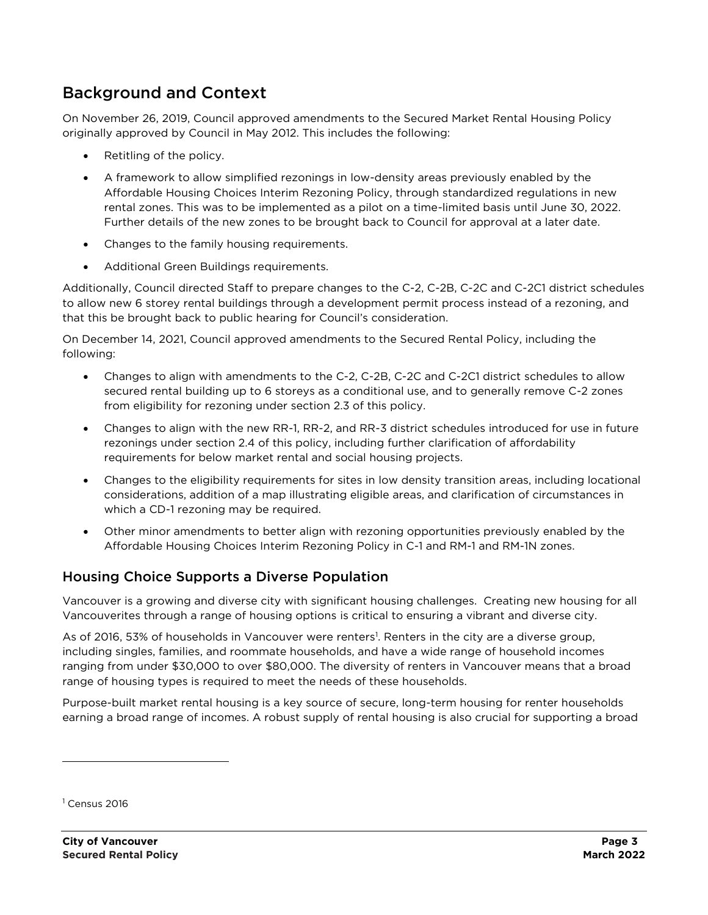## Background and Context

On November 26, 2019, Council approved amendments to the Secured Market Rental Housing Policy originally approved by Council in May 2012. This includes the following:

- Retitling of the policy.
- A framework to allow simplified rezonings in low-density areas previously enabled by the Affordable Housing Choices Interim Rezoning Policy, through standardized regulations in new rental zones. This was to be implemented as a pilot on a time-limited basis until June 30, 2022. Further details of the new zones to be brought back to Council for approval at a later date.
- Changes to the family housing requirements.
- Additional Green Buildings requirements.

Additionally, Council directed Staff to prepare changes to the C-2, C-2B, C-2C and C-2C1 district schedules to allow new 6 storey rental buildings through a development permit process instead of a rezoning, and that this be brought back to public hearing for Council's consideration.

On December 14, 2021, Council approved amendments to the Secured Rental Policy, including the following:

- Changes to align with amendments to the C-2, C-2B, C-2C and C-2C1 district schedules to allow secured rental building up to 6 storeys as a conditional use, and to generally remove C-2 zones from eligibility for rezoning under section 2.3 of this policy.
- Changes to align with the new RR-1, RR-2, and RR-3 district schedules introduced for use in future rezonings under section 2.4 of this policy, including further clarification of affordability requirements for below market rental and social housing projects.
- Changes to the eligibility requirements for sites in low density transition areas, including locational considerations, addition of a map illustrating eligible areas, and clarification of circumstances in which a CD-1 rezoning may be required.
- Other minor amendments to better align with rezoning opportunities previously enabled by the Affordable Housing Choices Interim Rezoning Policy in C-1 and RM-1 and RM-1N zones.

### Housing Choice Supports a Diverse Population

Vancouver is a growing and diverse city with significant housing challenges. Creating new housing for all Vancouverites through a range of housing options is critical to ensuring a vibrant and diverse city.

As of 2016, 53% of households in Vancouver were renters[1]. Renters in the city are a diverse group, including singles, families, and roommate households, and have a wide range of household incomes ranging from under $30,000 to over $80,000. The diversity of renters in Vancouver means that a broad range of housing types is required to meet the needs of these households.

Purpose-built market rental housing is a key source of secure, long-term housing for renter households earning a broad range of incomes. A robust supply of rental housing is also crucial for supporting a broad

[1] Census 2016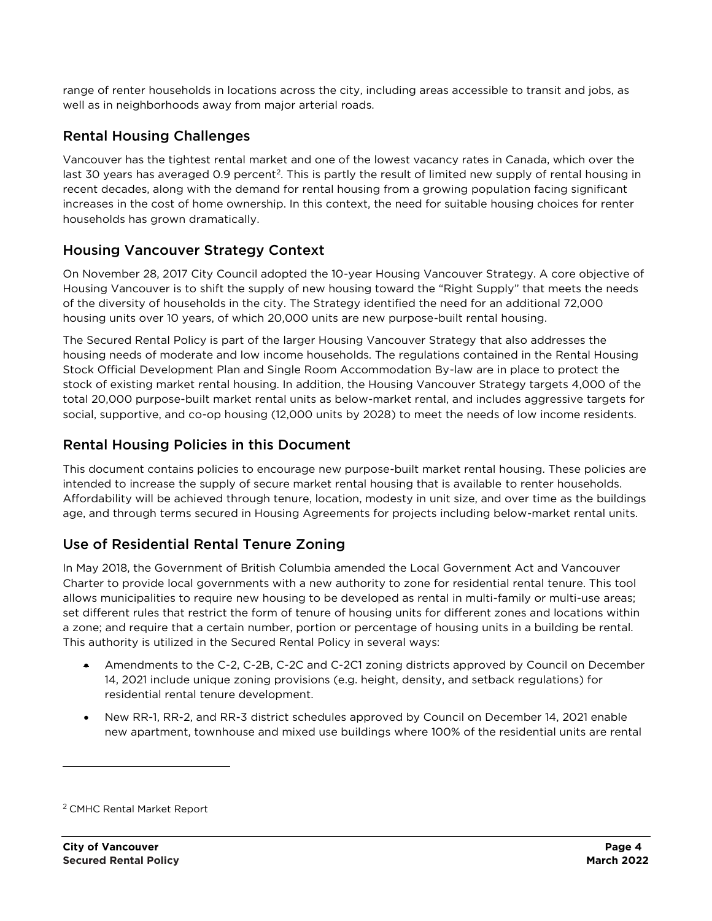range of renter households in locations across the city, including areas accessible to transit and jobs, as well as in neighborhoods away from major arterial roads.

## Rental Housing Challenges

Vancouver has the tightest rental market and one of the lowest vacancy rates in Canada, which over the last 30 years has averaged 0.9 percent[2]. This is partly the result of limited new supply of rental housing in recent decades, along with the demand for rental housing from a growing population facing significant increases in the cost of home ownership. In this context, the need for suitable housing choices for renter households has grown dramatically.

## Housing Vancouver Strategy Context

On November 28, 2017 City Council adopted the 10-year Housing Vancouver Strategy. A core objective of Housing Vancouver is to shift the supply of new housing toward the "Right Supply" that meets the needs of the diversity of households in the city. The Strategy identified the need for an additional 72,000 housing units over 10 years, of which 20,000 units are new purpose-built rental housing.

The Secured Rental Policy is part of the larger Housing Vancouver Strategy that also addresses the housing needs of moderate and low income households. The regulations contained in the Rental Housing Stock Official Development Plan and Single Room Accommodation By-law are in place to protect the stock of existing market rental housing. In addition, the Housing Vancouver Strategy targets 4,000 of the total 20,000 purpose-built market rental units as below-market rental, and includes aggressive targets for social, supportive, and co-op housing (12,000 units by 2028) to meet the needs of low income residents.

## Rental Housing Policies in this Document

This document contains policies to encourage new purpose-built market rental housing. These policies are intended to increase the supply of secure market rental housing that is available to renter households. Affordability will be achieved through tenure, location, modesty in unit size, and over time as the buildings age, and through terms secured in Housing Agreements for projects including below-market rental units.

## Use of Residential Rental Tenure Zoning

In May 2018, the Government of British Columbia amended the Local Government Act and Vancouver Charter to provide local governments with a new authority to zone for residential rental tenure. This tool allows municipalities to require new housing to be developed as rental in multi-family or multi-use areas; set different rules that restrict the form of tenure of housing units for different zones and locations within a zone; and require that a certain number, portion or percentage of housing units in a building be rental. This authority is utilized in the Secured Rental Policy in several ways:

- Amendments to the C-2, C-2B, C-2C and C-2C1 zoning districts approved by Council on December 14, 2021 include unique zoning provisions (e.g. height, density, and setback regulations) for residential rental tenure development.
- New RR-1, RR-2, and RR-3 district schedules approved by Council on December 14, 2021 enable new apartment, townhouse and mixed use buildings where 100% of the residential units are rental

[2] CMHC Rental Market Report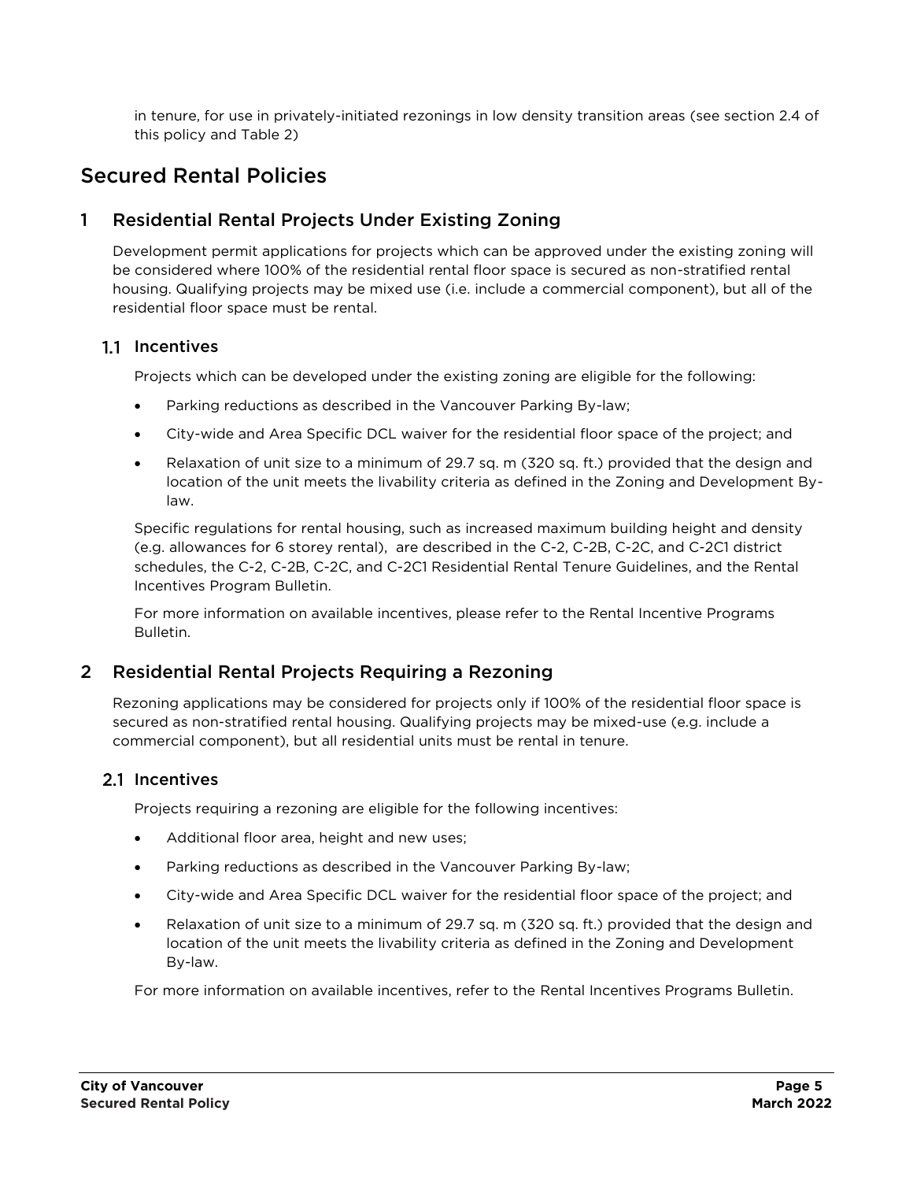in tenure, for use in privately-initiated rezonings in low density transition areas (see section 2.4 of this policy and Table 2)

# Secured Rental Policies

## 1 Residential Rental Projects Under Existing Zoning

Development permit applications for projects which can be approved under the existing zoning will be considered where 100% of the residential rental floor space is secured as non-stratified rental housing. Qualifying projects may be mixed use (i.e. include a commercial component), but all of the residential floor space must be rental.

### 1.1 Incentives

Projects which can be developed under the existing zoning are eligible for the following:

- Parking reductions as described in the Vancouver Parking By-law;
- City-wide and Area Specific DCL waiver for the residential floor space of the project; and
- Relaxation of unit size to a minimum of 29.7 sq. m (320 sq. ft.) provided that the design and location of the unit meets the livability criteria as defined in the Zoning and Development By-law.

Specific regulations for rental housing, such as increased maximum building height and density (e.g. allowances for 6 storey rental), are described in the C-2, C-2B, C-2C, and C-2C1 district schedules, the C-2, C-2B, C-2C, and C-2C1 Residential Rental Tenure Guidelines, and the Rental Incentives Program Bulletin.

For more information on available incentives, please refer to the Rental Incentive Programs Bulletin.

## 2 Residential Rental Projects Requiring a Rezoning

Rezoning applications may be considered for projects only if 100% of the residential floor space is secured as non-stratified rental housing. Qualifying projects may be mixed-use (e.g. include a commercial component), but all residential units must be rental in tenure.

### 2.1 Incentives

Projects requiring a rezoning are eligible for the following incentives:

- Additional floor area, height and new uses;
- Parking reductions as described in the Vancouver Parking By-law;
- City-wide and Area Specific DCL waiver for the residential floor space of the project; and
- Relaxation of unit size to a minimum of 29.7 sq. m (320 sq. ft.) provided that the design and location of the unit meets the livability criteria as defined in the Zoning and Development By-law.

For more information on available incentives, refer to the Rental Incentives Programs Bulletin.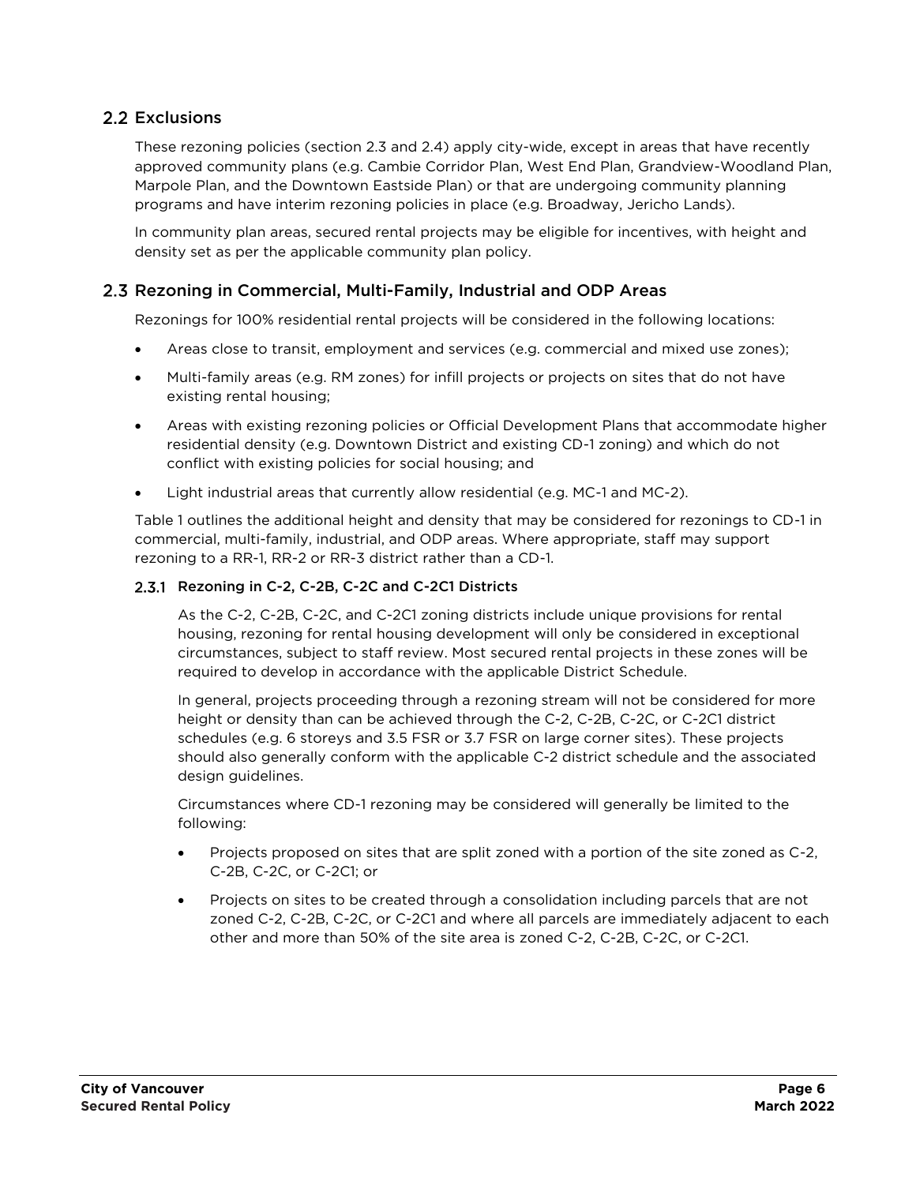## 2.2 Exclusions

These rezoning policies (section 2.3 and 2.4) apply city-wide, except in areas that have recently approved community plans (e.g. Cambie Corridor Plan, West End Plan, Grandview-Woodland Plan, Marpole Plan, and the Downtown Eastside Plan) or that are undergoing community planning programs and have interim rezoning policies in place (e.g. Broadway, Jericho Lands).

In community plan areas, secured rental projects may be eligible for incentives, with height and density set as per the applicable community plan policy.

## 2.3 Rezoning in Commercial, Multi-Family, Industrial and ODP Areas

Rezonings for 100% residential rental projects will be considered in the following locations:

- Areas close to transit, employment and services (e.g. commercial and mixed use zones);
- Multi-family areas (e.g. RM zones) for infill projects or projects on sites that do not have existing rental housing;
- Areas with existing rezoning policies or Official Development Plans that accommodate higher residential density (e.g. Downtown District and existing CD-1 zoning) and which do not conflict with existing policies for social housing; and
- Light industrial areas that currently allow residential (e.g. MC-1 and MC-2).

Table 1 outlines the additional height and density that may be considered for rezonings to CD-1 in commercial, multi-family, industrial, and ODP areas. Where appropriate, staff may support rezoning to a RR-1, RR-2 or RR-3 district rather than a CD-1.

### 2.3.1 Rezoning in C-2, C-2B, C-2C and C-2C1 Districts

As the C-2, C-2B, C-2C, and C-2C1 zoning districts include unique provisions for rental housing, rezoning for rental housing development will only be considered in exceptional circumstances, subject to staff review. Most secured rental projects in these zones will be required to develop in accordance with the applicable District Schedule.

In general, projects proceeding through a rezoning stream will not be considered for more height or density than can be achieved through the C-2, C-2B, C-2C, or C-2C1 district schedules (e.g. 6 storeys and 3.5 FSR or 3.7 FSR on large corner sites). These projects should also generally conform with the applicable C-2 district schedule and the associated design guidelines.

Circumstances where CD-1 rezoning may be considered will generally be limited to the following:

- Projects proposed on sites that are split zoned with a portion of the site zoned as C-2, C-2B, C-2C, or C-2C1; or
- Projects on sites to be created through a consolidation including parcels that are not zoned C-2, C-2B, C-2C, or C-2C1 and where all parcels are immediately adjacent to each other and more than 50% of the site area is zoned C-2, C-2B, C-2C, or C-2C1.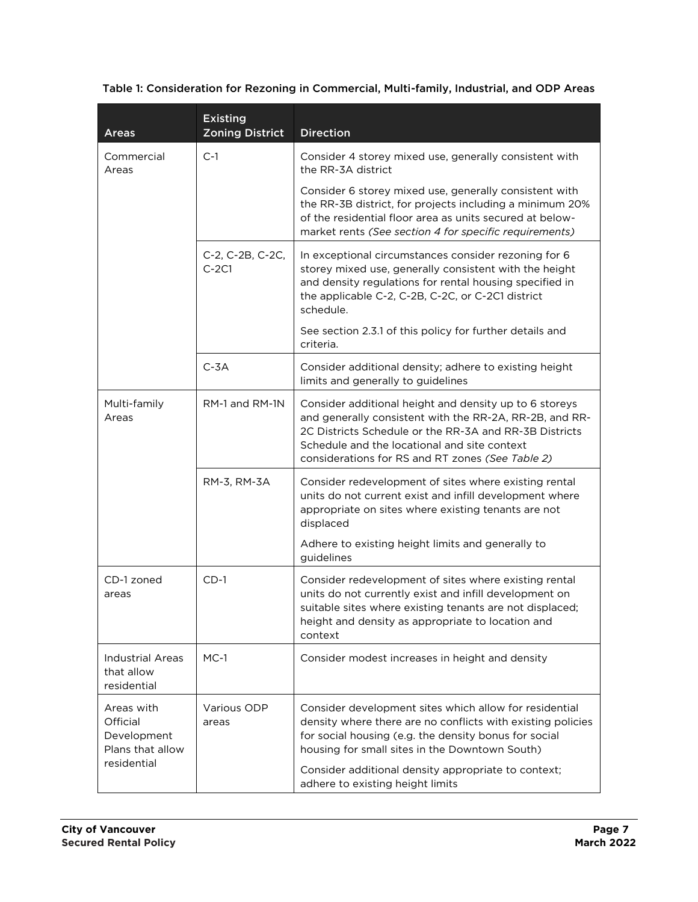Table 1: Consideration for Rezoning in Commercial, Multi-family, Industrial, and ODP Areas

| Areas | Existing Zoning District | Direction |
|---|---|---|
| Commercial Areas | C-1 | Consider 4 storey mixed use, generally consistent with the RR-3A district<br><br>Consider 6 storey mixed use, generally consistent with the RR-3B district, for projects including a minimum 20% of the residential floor area as units secured at below-market rents *(See section 4 for specific requirements)* |
| | C-2, C-2B, C-2C, C-2C1 | In exceptional circumstances consider rezoning for 6 storey mixed use, generally consistent with the height and density regulations for rental housing specified in the applicable C-2, C-2B, C-2C, or C-2C1 district schedule.<br><br>See section 2.3.1 of this policy for further details and criteria. |
| | C-3A | Consider additional density; adhere to existing height limits and generally to guidelines |
| Multi-family Areas | RM-1 and RM-1N | Consider additional height and density up to 6 storeys and generally consistent with the RR-2A, RR-2B, and RR-2C Districts Schedule or the RR-3A and RR-3B Districts Schedule and the locational and site context considerations for RS and RT zones *(See Table 2)* |
| | RM-3, RM-3A | Consider redevelopment of sites where existing rental units do not current exist and infill development where appropriate on sites where existing tenants are not displaced<br><br>Adhere to existing height limits and generally to guidelines |
| CD-1 zoned areas | CD-1 | Consider redevelopment of sites where existing rental units do not currently exist and infill development on suitable sites where existing tenants are not displaced; height and density as appropriate to location and context |
| Industrial Areas that allow residential | MC-1 | Consider modest increases in height and density |
| Areas with Official Development Plans that allow residential | Various ODP areas | Consider development sites which allow for residential density where there are no conflicts with existing policies for social housing (e.g. the density bonus for social housing for small sites in the Downtown South)<br><br>Consider additional density appropriate to context; adhere to existing height limits |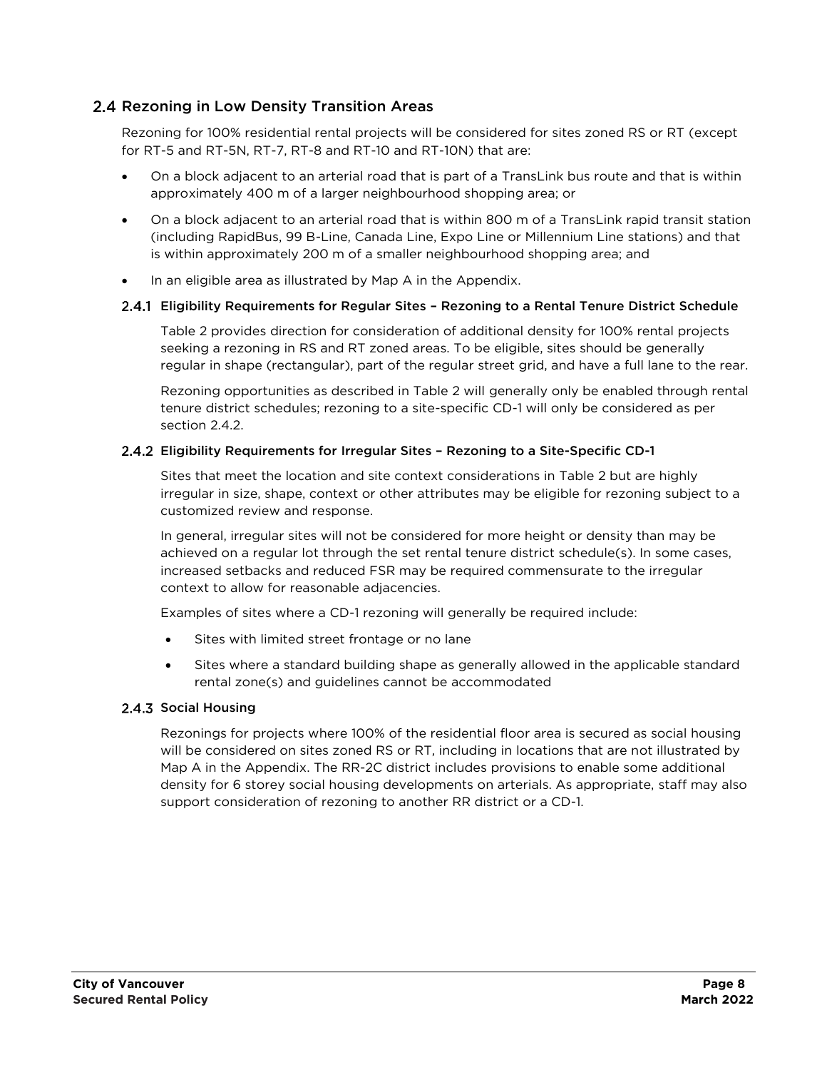## 2.4 Rezoning in Low Density Transition Areas

Rezoning for 100% residential rental projects will be considered for sites zoned RS or RT (except for RT-5 and RT-5N, RT-7, RT-8 and RT-10 and RT-10N) that are:

- On a block adjacent to an arterial road that is part of a TransLink bus route and that is within approximately 400 m of a larger neighbourhood shopping area; or
- On a block adjacent to an arterial road that is within 800 m of a TransLink rapid transit station (including RapidBus, 99 B-Line, Canada Line, Expo Line or Millennium Line stations) and that is within approximately 200 m of a smaller neighbourhood shopping area; and
- In an eligible area as illustrated by Map A in the Appendix.

### 2.4.1 Eligibility Requirements for Regular Sites – Rezoning to a Rental Tenure District Schedule

Table 2 provides direction for consideration of additional density for 100% rental projects seeking a rezoning in RS and RT zoned areas. To be eligible, sites should be generally regular in shape (rectangular), part of the regular street grid, and have a full lane to the rear.

Rezoning opportunities as described in Table 2 will generally only be enabled through rental tenure district schedules; rezoning to a site-specific CD-1 will only be considered as per section 2.4.2.

### 2.4.2 Eligibility Requirements for Irregular Sites – Rezoning to a Site-Specific CD-1

Sites that meet the location and site context considerations in Table 2 but are highly irregular in size, shape, context or other attributes may be eligible for rezoning subject to a customized review and response.

In general, irregular sites will not be considered for more height or density than may be achieved on a regular lot through the set rental tenure district schedule(s). In some cases, increased setbacks and reduced FSR may be required commensurate to the irregular context to allow for reasonable adjacencies.

Examples of sites where a CD-1 rezoning will generally be required include:

- Sites with limited street frontage or no lane
- Sites where a standard building shape as generally allowed in the applicable standard rental zone(s) and guidelines cannot be accommodated

### 2.4.3 Social Housing

Rezonings for projects where 100% of the residential floor area is secured as social housing will be considered on sites zoned RS or RT, including in locations that are not illustrated by Map A in the Appendix. The RR-2C district includes provisions to enable some additional density for 6 storey social housing developments on arterials. As appropriate, staff may also support consideration of rezoning to another RR district or a CD-1.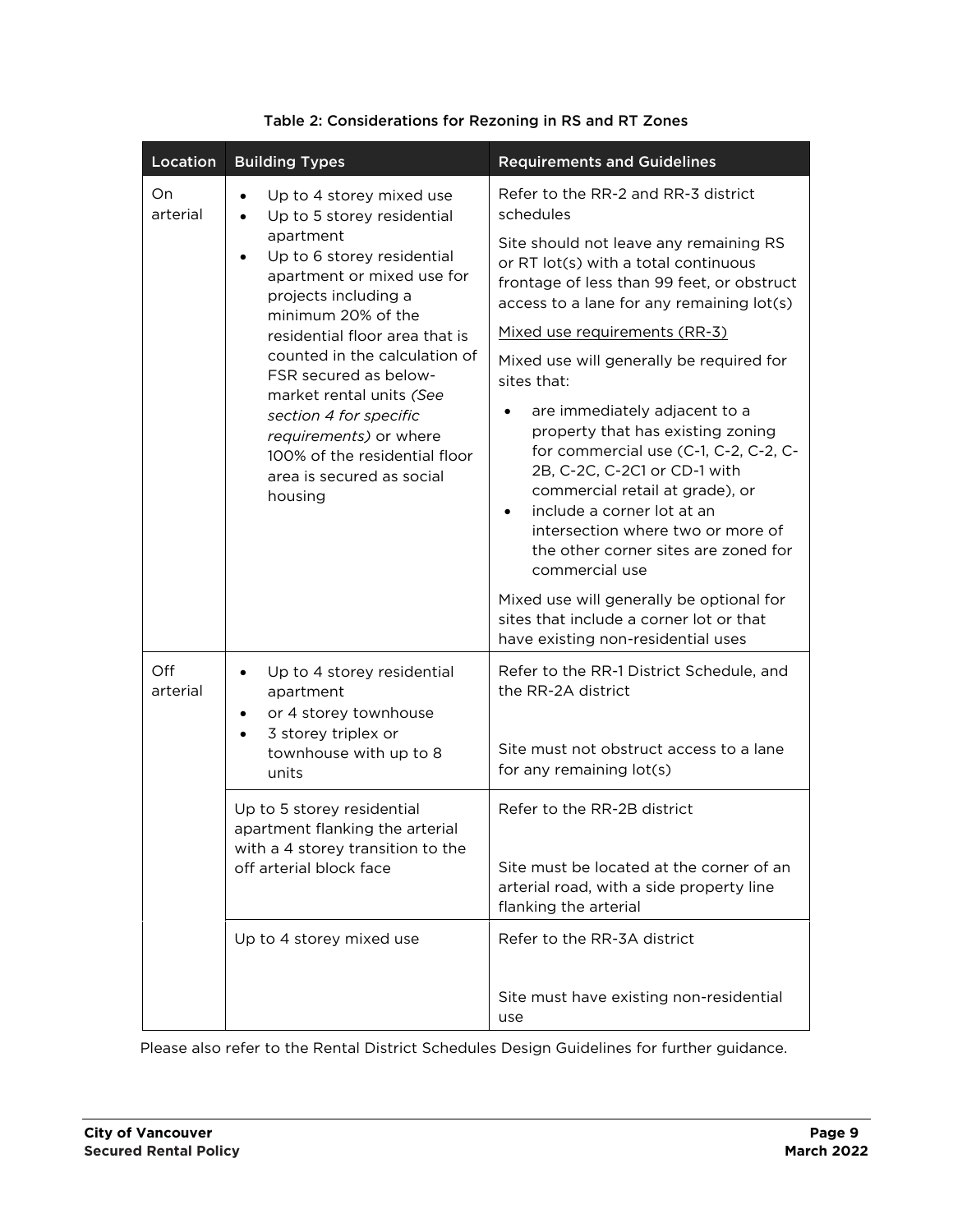Table 2: Considerations for Rezoning in RS and RT Zones

| Location | Building Types | Requirements and Guidelines |
|---|---|---|
| On arterial | • Up to 4 storey mixed use<br>• Up to 5 storey residential apartment<br>• Up to 6 storey residential apartment or mixed use for projects including a minimum 20% of the residential floor area that is counted in the calculation of FSR secured as below-market rental units *(See section 4 for specific requirements)* or where 100% of the residential floor area is secured as social housing | Refer to the RR-2 and RR-3 district schedules<br><br>Site should not leave any remaining RS or RT lot(s) with a total continuous frontage of less than 99 feet, or obstruct access to a lane for any remaining lot(s)<br><br>Mixed use requirements (RR-3)<br><br>Mixed use will generally be required for sites that:<br>• are immediately adjacent to a property that has existing zoning for commercial use (C-1, C-2, C-2, C-2B, C-2C, C-2C1 or CD-1 with commercial retail at grade), or<br>• include a corner lot at an intersection where two or more of the other corner sites are zoned for commercial use<br><br>Mixed use will generally be optional for sites that include a corner lot or that have existing non-residential uses |
| Off arterial | • Up to 4 storey residential apartment<br>• or 4 storey townhouse<br>• 3 storey triplex or townhouse with up to 8 units | Refer to the RR-1 District Schedule, and the RR-2A district<br><br>Site must not obstruct access to a lane for any remaining lot(s) |
| | Up to 5 storey residential apartment flanking the arterial with a 4 storey transition to the off arterial block face | Refer to the RR-2B district<br><br>Site must be located at the corner of an arterial road, with a side property line flanking the arterial |
| | Up to 4 storey mixed use | Refer to the RR-3A district<br><br>Site must have existing non-residential use |

Please also refer to the Rental District Schedules Design Guidelines for further guidance.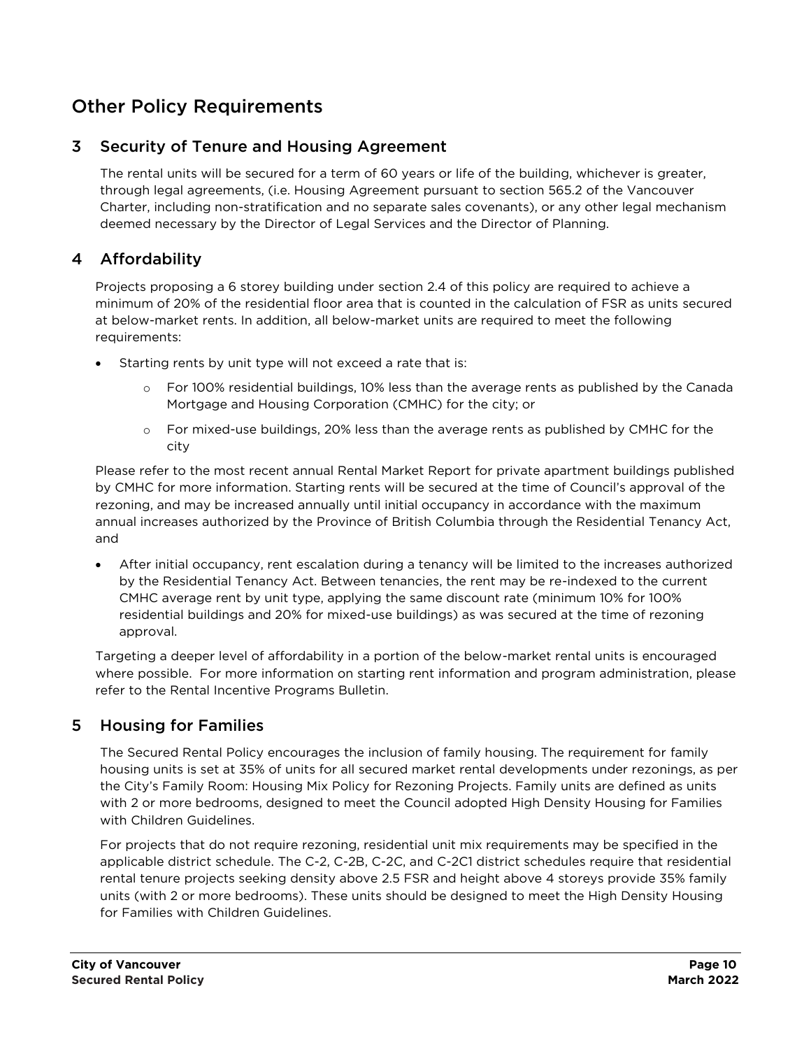# Other Policy Requirements

## 3 Security of Tenure and Housing Agreement

The rental units will be secured for a term of 60 years or life of the building, whichever is greater, through legal agreements, (i.e. Housing Agreement pursuant to section 565.2 of the Vancouver Charter, including non-stratification and no separate sales covenants), or any other legal mechanism deemed necessary by the Director of Legal Services and the Director of Planning.

## 4 Affordability

Projects proposing a 6 storey building under section 2.4 of this policy are required to achieve a minimum of 20% of the residential floor area that is counted in the calculation of FSR as units secured at below-market rents. In addition, all below-market units are required to meet the following requirements:

- Starting rents by unit type will not exceed a rate that is:
  - For 100% residential buildings, 10% less than the average rents as published by the Canada Mortgage and Housing Corporation (CMHC) for the city; or
  - For mixed-use buildings, 20% less than the average rents as published by CMHC for the city

Please refer to the most recent annual Rental Market Report for private apartment buildings published by CMHC for more information. Starting rents will be secured at the time of Council's approval of the rezoning, and may be increased annually until initial occupancy in accordance with the maximum annual increases authorized by the Province of British Columbia through the Residential Tenancy Act, and

- After initial occupancy, rent escalation during a tenancy will be limited to the increases authorized by the Residential Tenancy Act. Between tenancies, the rent may be re-indexed to the current CMHC average rent by unit type, applying the same discount rate (minimum 10% for 100% residential buildings and 20% for mixed-use buildings) as was secured at the time of rezoning approval.

Targeting a deeper level of affordability in a portion of the below-market rental units is encouraged where possible. For more information on starting rent information and program administration, please refer to the Rental Incentive Programs Bulletin.

## 5 Housing for Families

The Secured Rental Policy encourages the inclusion of family housing. The requirement for family housing units is set at 35% of units for all secured market rental developments under rezonings, as per the City's Family Room: Housing Mix Policy for Rezoning Projects. Family units are defined as units with 2 or more bedrooms, designed to meet the Council adopted High Density Housing for Families with Children Guidelines.

For projects that do not require rezoning, residential unit mix requirements may be specified in the applicable district schedule. The C-2, C-2B, C-2C, and C-2C1 district schedules require that residential rental tenure projects seeking density above 2.5 FSR and height above 4 storeys provide 35% family units (with 2 or more bedrooms). These units should be designed to meet the High Density Housing for Families with Children Guidelines.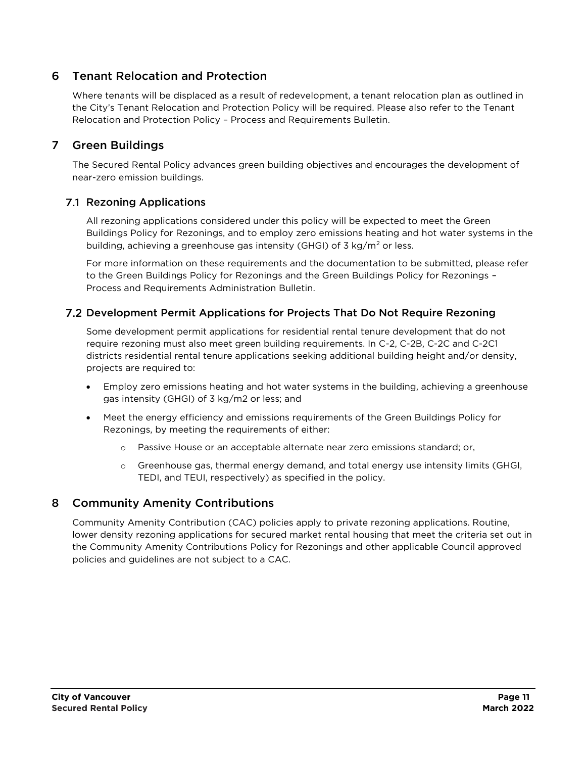## 6 Tenant Relocation and Protection

Where tenants will be displaced as a result of redevelopment, a tenant relocation plan as outlined in the City's Tenant Relocation and Protection Policy will be required. Please also refer to the Tenant Relocation and Protection Policy – Process and Requirements Bulletin.

## 7 Green Buildings

The Secured Rental Policy advances green building objectives and encourages the development of near-zero emission buildings.

### 7.1 Rezoning Applications

All rezoning applications considered under this policy will be expected to meet the Green Buildings Policy for Rezonings, and to employ zero emissions heating and hot water systems in the building, achieving a greenhouse gas intensity (GHGI) of 3 $kg/m^2$ or less.

For more information on these requirements and the documentation to be submitted, please refer to the Green Buildings Policy for Rezonings and the Green Buildings Policy for Rezonings – Process and Requirements Administration Bulletin.

### 7.2 Development Permit Applications for Projects That Do Not Require Rezoning

Some development permit applications for residential rental tenure development that do not require rezoning must also meet green building requirements. In C-2, C-2B, C-2C and C-2C1 districts residential rental tenure applications seeking additional building height and/or density, projects are required to:

- Employ zero emissions heating and hot water systems in the building, achieving a greenhouse gas intensity (GHGI) of 3 kg/m2 or less; and
- Meet the energy efficiency and emissions requirements of the Green Buildings Policy for Rezonings, by meeting the requirements of either:
  - Passive House or an acceptable alternate near zero emissions standard; or,
  - Greenhouse gas, thermal energy demand, and total energy use intensity limits (GHGI, TEDI, and TEUI, respectively) as specified in the policy.

## 8 Community Amenity Contributions

Community Amenity Contribution (CAC) policies apply to private rezoning applications. Routine, lower density rezoning applications for secured market rental housing that meet the criteria set out in the Community Amenity Contributions Policy for Rezonings and other applicable Council approved policies and guidelines are not subject to a CAC.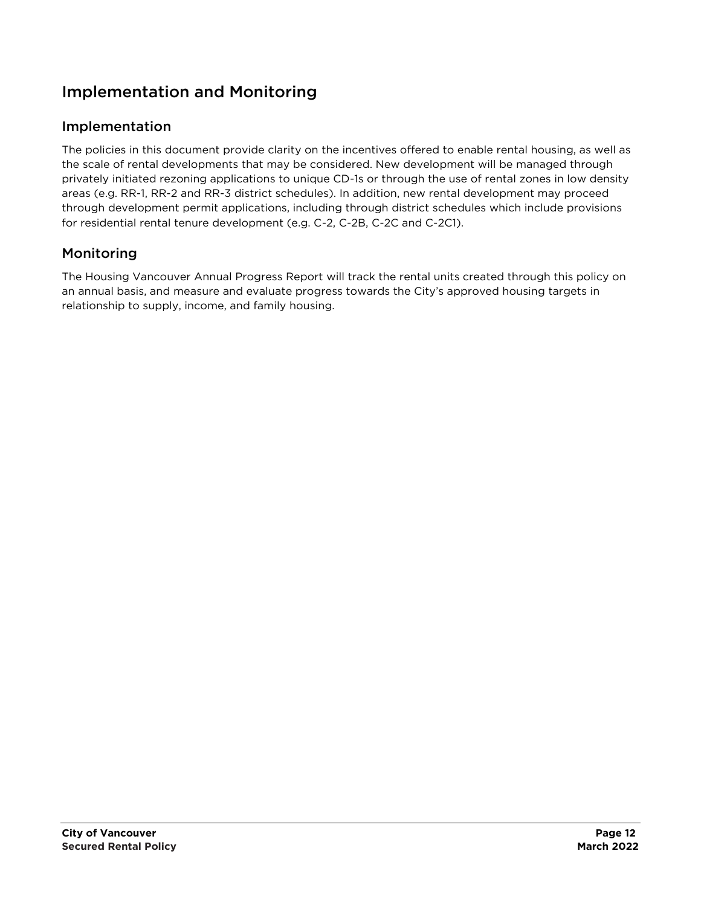## Implementation and Monitoring

### Implementation

The policies in this document provide clarity on the incentives offered to enable rental housing, as well as the scale of rental developments that may be considered. New development will be managed through privately initiated rezoning applications to unique CD-1s or through the use of rental zones in low density areas (e.g. RR-1, RR-2 and RR-3 district schedules). In addition, new rental development may proceed through development permit applications, including through district schedules which include provisions for residential rental tenure development (e.g. C-2, C-2B, C-2C and C-2C1).

### Monitoring

The Housing Vancouver Annual Progress Report will track the rental units created through this policy on an annual basis, and measure and evaluate progress towards the City's approved housing targets in relationship to supply, income, and family housing.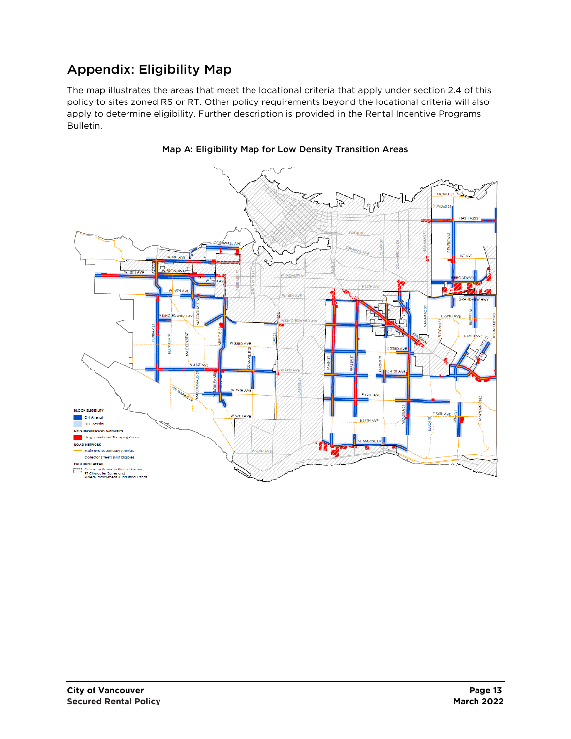# Appendix: Eligibility Map

The map illustrates the areas that meet the locational criteria that apply under section 2.4 of this policy to sites zoned RS or RT. Other policy requirements beyond the locational criteria will also apply to determine eligibility. Further description is provided in the Rental Incentive Programs Bulletin.

**Map A: Eligibility Map for Low Density Transition Areas**

BLOCK ELIGIBILITY
ON Arterial
OFF Arterial
NEIGHBOURHOOD AMENITIES
Neighbourhood Shopping Areas
ROAD NETWORK
Main and Secondary Arterials
Collector Streets (not eligible)
EXCLUDED AREAS
Current or Recently Planned Areas, RT Character Zones and Mixed-Employment & Industrial Lands